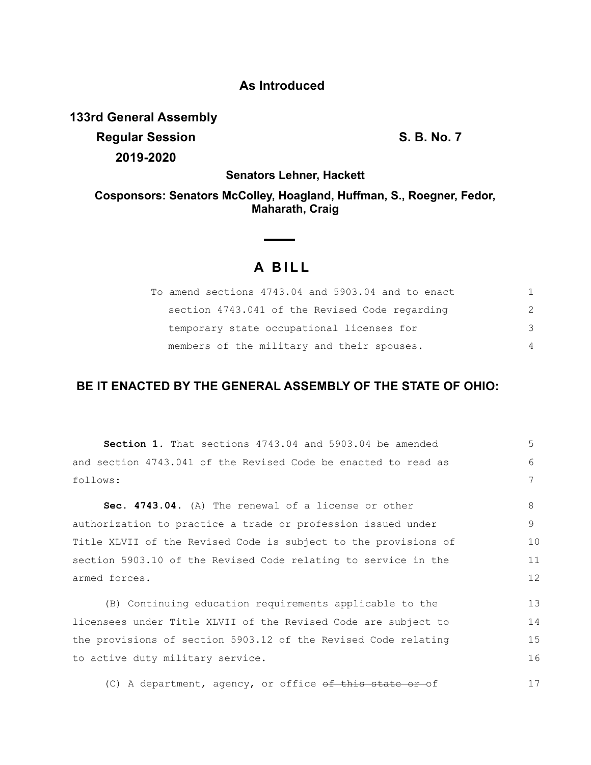# As Introduced

**133rd General Assembly**

**Regular Session** **S. B. No. 7**

**2019-2020**

**Senators Lehner, Hackett**

**Cosponsors: Senators McColley, Hoagland, Huffman, S., Roegner, Fedor, Maharath, Craig**

## A BILL

To amend sections 4743.04 and 5903.04 and to enact section 4743.041 of the Revised Code regarding temporary state occupational licenses for members of the military and their spouses.

**BE IT ENACTED BY THE GENERAL ASSEMBLY OF THE STATE OF OHIO:**

**Section 1.** That sections 4743.04 and 5903.04 be amended and section 4743.041 of the Revised Code be enacted to read as follows:

**Sec. 4743.04.** (A) The renewal of a license or other authorization to practice a trade or profession issued under Title XLVII of the Revised Code is subject to the provisions of section 5903.10 of the Revised Code relating to service in the armed forces.

(B) Continuing education requirements applicable to the licensees under Title XLVII of the Revised Code are subject to the provisions of section 5903.12 of the Revised Code relating to active duty military service.

(C) A department, agency, or office ~~of this state or~~ of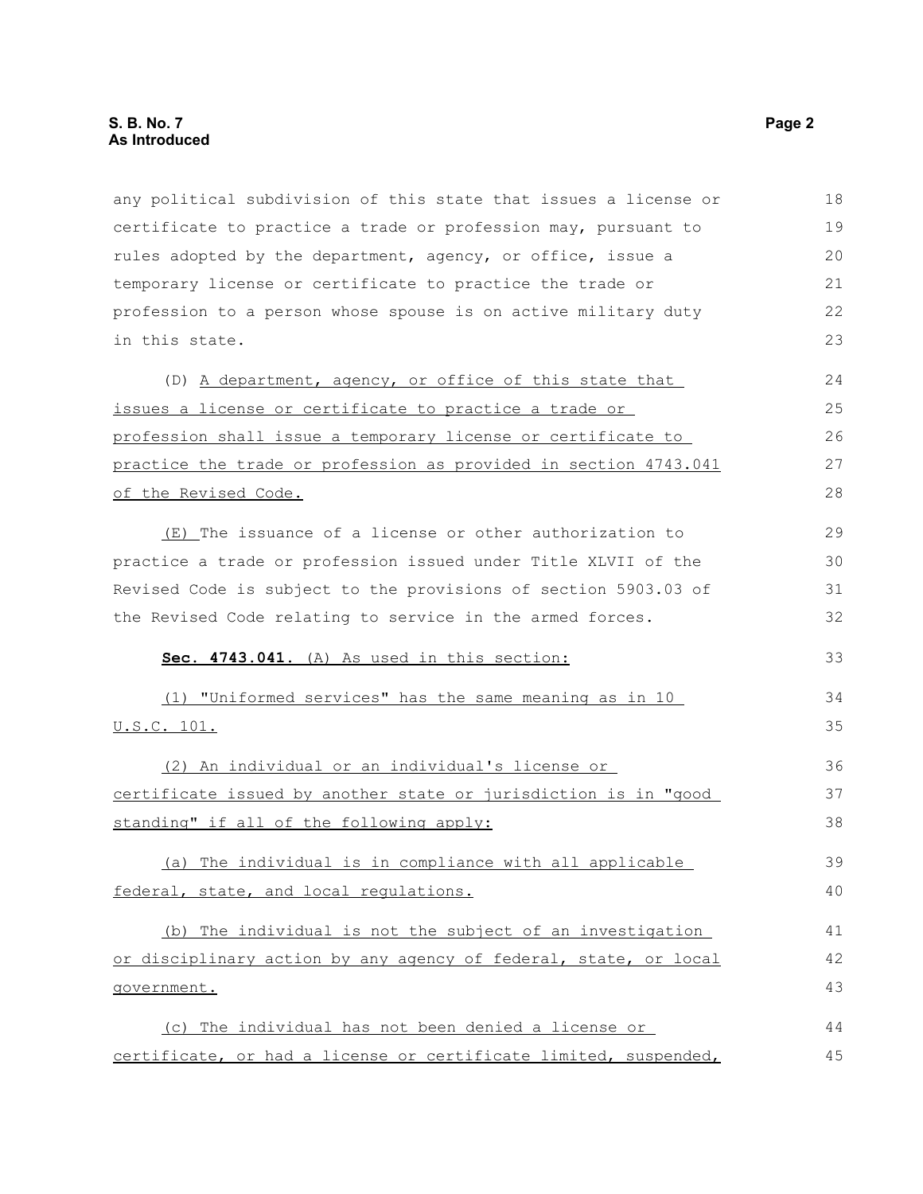any political subdivision of this state that issues a license or certificate to practice a trade or profession may, pursuant to rules adopted by the department, agency, or office, issue a temporary license or certificate to practice the trade or profession to a person whose spouse is on active military duty in this state.

(D) A department, agency, or office of this state that issues a license or certificate to practice a trade or profession shall issue a temporary license or certificate to practice the trade or profession as provided in section 4743.041 of the Revised Code.

(E) The issuance of a license or other authorization to practice a trade or profession issued under Title XLVII of the Revised Code is subject to the provisions of section 5903.03 of the Revised Code relating to service in the armed forces.

**Sec. 4743.041.** (A) As used in this section:

(1) "Uniformed services" has the same meaning as in 10 U.S.C. 101.

(2) An individual or an individual's license or certificate issued by another state or jurisdiction is in "good standing" if all of the following apply:

(a) The individual is in compliance with all applicable federal, state, and local regulations.

(b) The individual is not the subject of an investigation or disciplinary action by any agency of federal, state, or local government.

(c) The individual has not been denied a license or certificate, or had a license or certificate limited, suspended,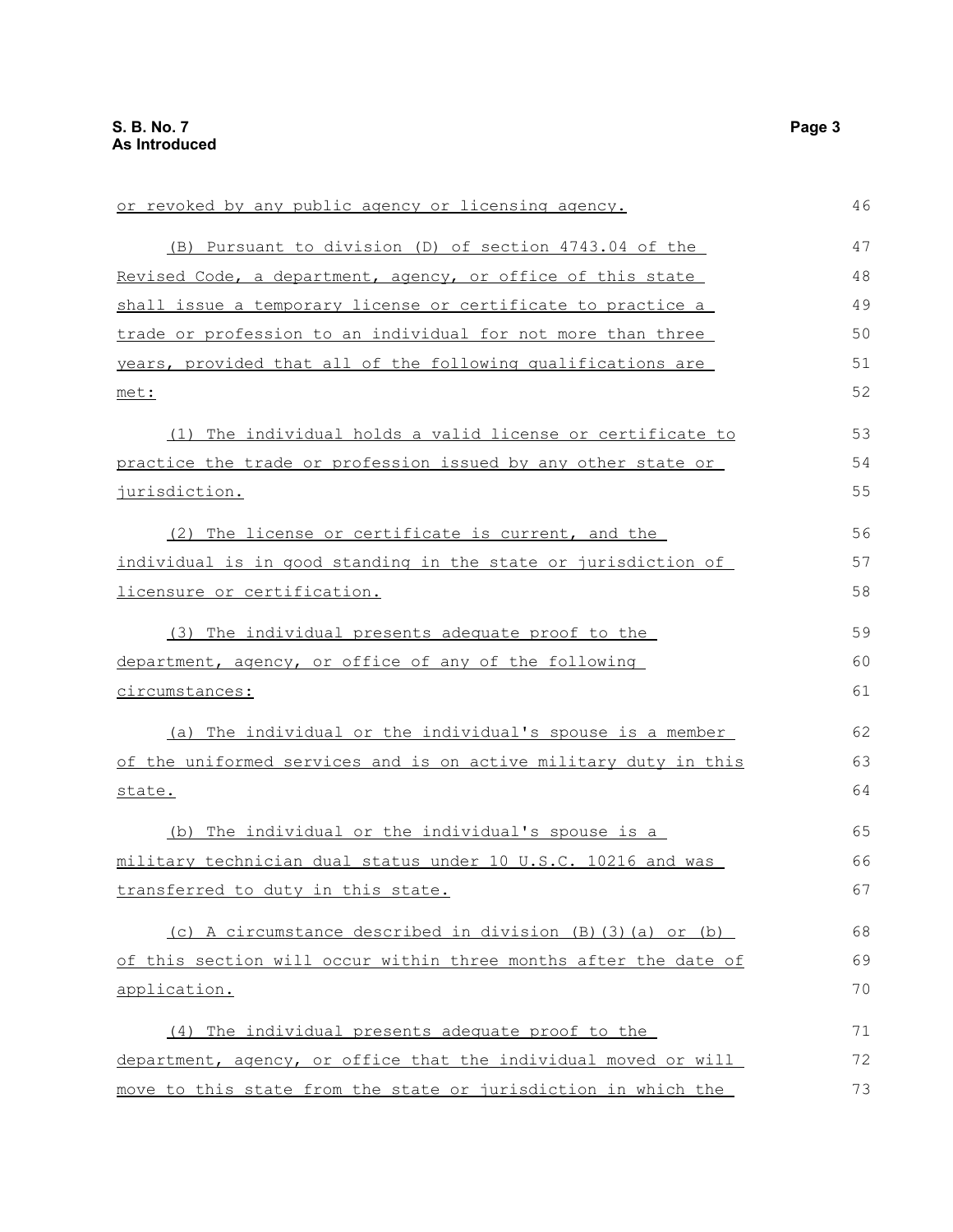or revoked by any public agency or licensing agency.

(B) Pursuant to division (D) of section 4743.04 of the Revised Code, a department, agency, or office of this state shall issue a temporary license or certificate to practice a trade or profession to an individual for not more than three years, provided that all of the following qualifications are met:

(1) The individual holds a valid license or certificate to practice the trade or profession issued by any other state or jurisdiction.

(2) The license or certificate is current, and the individual is in good standing in the state or jurisdiction of licensure or certification.

(3) The individual presents adequate proof to the department, agency, or office of any of the following circumstances:

(a) The individual or the individual's spouse is a member of the uniformed services and is on active military duty in this state.

(b) The individual or the individual's spouse is a military technician dual status under 10 U.S.C. 10216 and was transferred to duty in this state.

(c) A circumstance described in division (B)(3)(a) or (b) of this section will occur within three months after the date of application.

(4) The individual presents adequate proof to the department, agency, or office that the individual moved or will move to this state from the state or jurisdiction in which the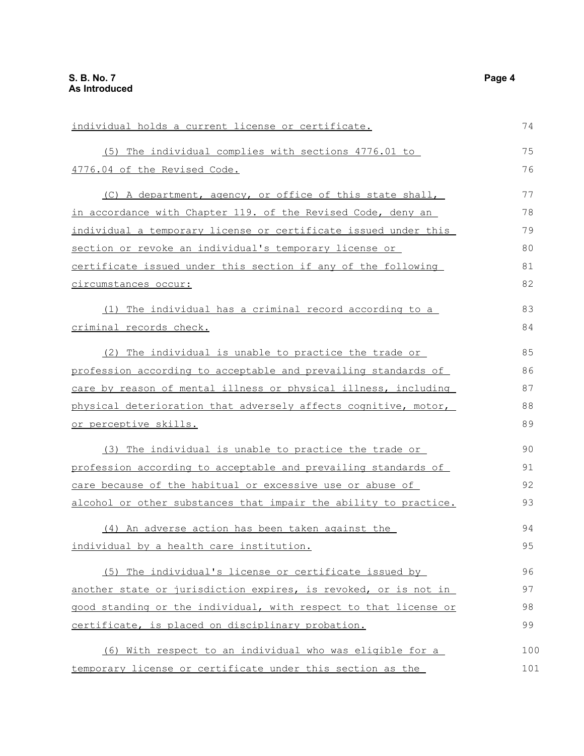individual holds a current license or certificate.

(5) The individual complies with sections 4776.01 to 4776.04 of the Revised Code.

(C) A department, agency, or office of this state shall, in accordance with Chapter 119. of the Revised Code, deny an individual a temporary license or certificate issued under this section or revoke an individual's temporary license or certificate issued under this section if any of the following circumstances occur:

(1) The individual has a criminal record according to a criminal records check.

(2) The individual is unable to practice the trade or profession according to acceptable and prevailing standards of care by reason of mental illness or physical illness, including physical deterioration that adversely affects cognitive, motor, or perceptive skills.

(3) The individual is unable to practice the trade or profession according to acceptable and prevailing standards of care because of the habitual or excessive use or abuse of alcohol or other substances that impair the ability to practice.

(4) An adverse action has been taken against the individual by a health care institution.

(5) The individual's license or certificate issued by another state or jurisdiction expires, is revoked, or is not in good standing or the individual, with respect to that license or certificate, is placed on disciplinary probation.

(6) With respect to an individual who was eligible for a temporary license or certificate under this section as the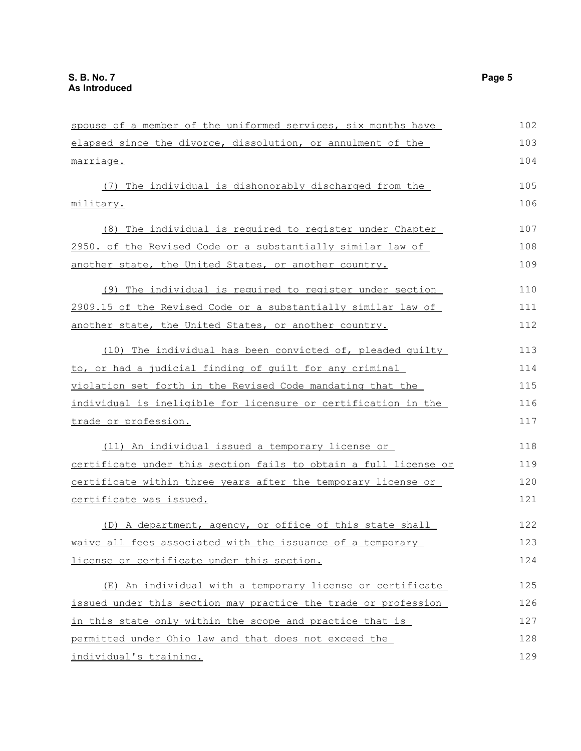spouse of a member of the uniformed services, six months have elapsed since the divorce, dissolution, or annulment of the marriage.

(7) The individual is dishonorably discharged from the military.

(8) The individual is required to register under Chapter 2950. of the Revised Code or a substantially similar law of another state, the United States, or another country.

(9) The individual is required to register under section 2909.15 of the Revised Code or a substantially similar law of another state, the United States, or another country.

(10) The individual has been convicted of, pleaded guilty to, or had a judicial finding of guilt for any criminal violation set forth in the Revised Code mandating that the individual is ineligible for licensure or certification in the trade or profession.

(11) An individual issued a temporary license or certificate under this section fails to obtain a full license or certificate within three years after the temporary license or certificate was issued.

(D) A department, agency, or office of this state shall waive all fees associated with the issuance of a temporary license or certificate under this section.

(E) An individual with a temporary license or certificate issued under this section may practice the trade or profession in this state only within the scope and practice that is permitted under Ohio law and that does not exceed the individual's training.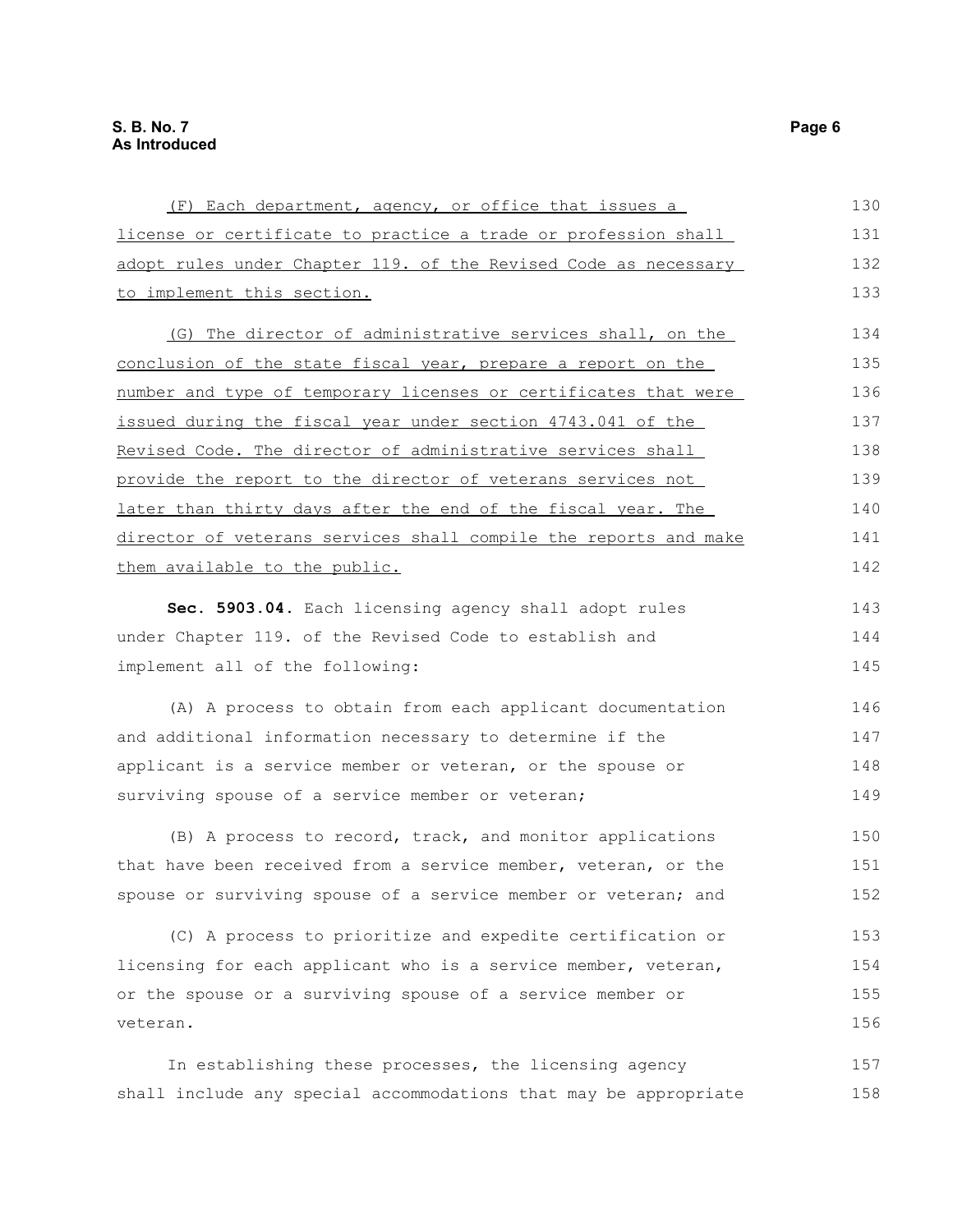(F) Each department, agency, or office that issues a license or certificate to practice a trade or profession shall adopt rules under Chapter 119. of the Revised Code as necessary to implement this section.

(G) The director of administrative services shall, on the conclusion of the state fiscal year, prepare a report on the number and type of temporary licenses or certificates that were issued during the fiscal year under section 4743.041 of the Revised Code. The director of administrative services shall provide the report to the director of veterans services not later than thirty days after the end of the fiscal year. The director of veterans services shall compile the reports and make them available to the public.

**Sec. 5903.04.** Each licensing agency shall adopt rules under Chapter 119. of the Revised Code to establish and implement all of the following:

(A) A process to obtain from each applicant documentation and additional information necessary to determine if the applicant is a service member or veteran, or the spouse or surviving spouse of a service member or veteran;

(B) A process to record, track, and monitor applications that have been received from a service member, veteran, or the spouse or surviving spouse of a service member or veteran; and

(C) A process to prioritize and expedite certification or licensing for each applicant who is a service member, veteran, or the spouse or a surviving spouse of a service member or veteran.

In establishing these processes, the licensing agency shall include any special accommodations that may be appropriate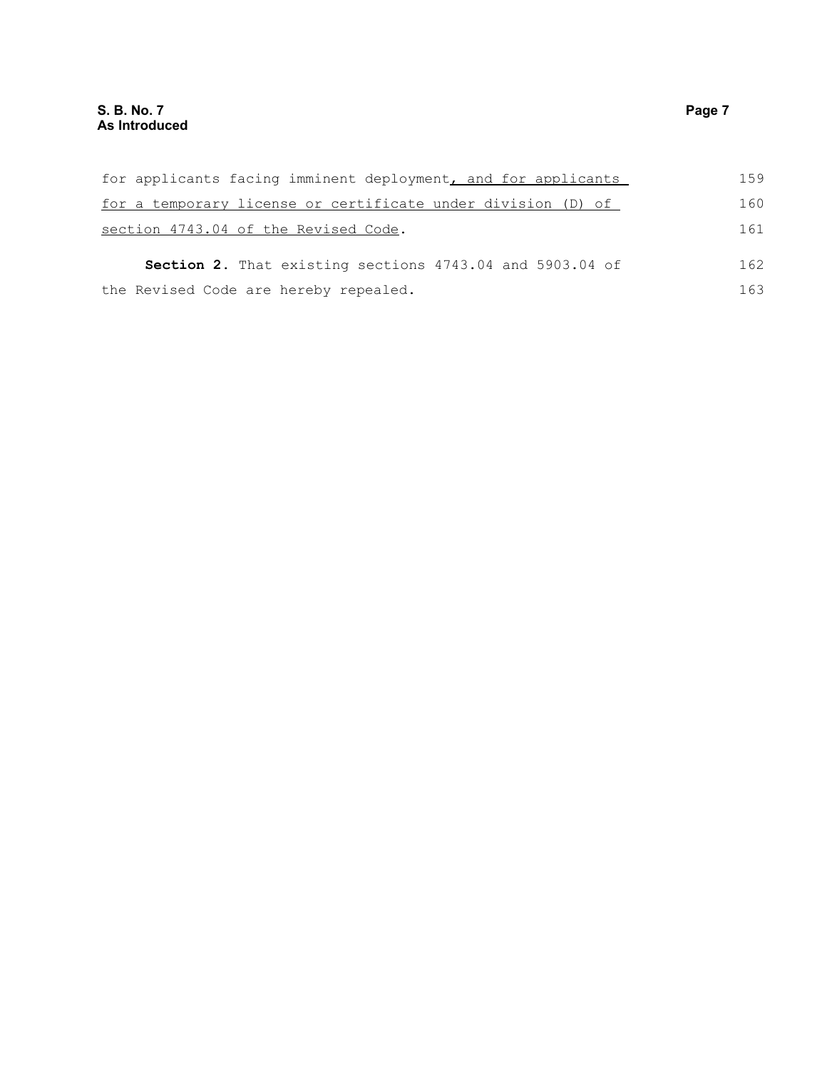for applicants facing imminent deployment, and for applicants for a temporary license or certificate under division (D) of section 4743.04 of the Revised Code.

**Section 2.** That existing sections 4743.04 and 5903.04 of the Revised Code are hereby repealed.